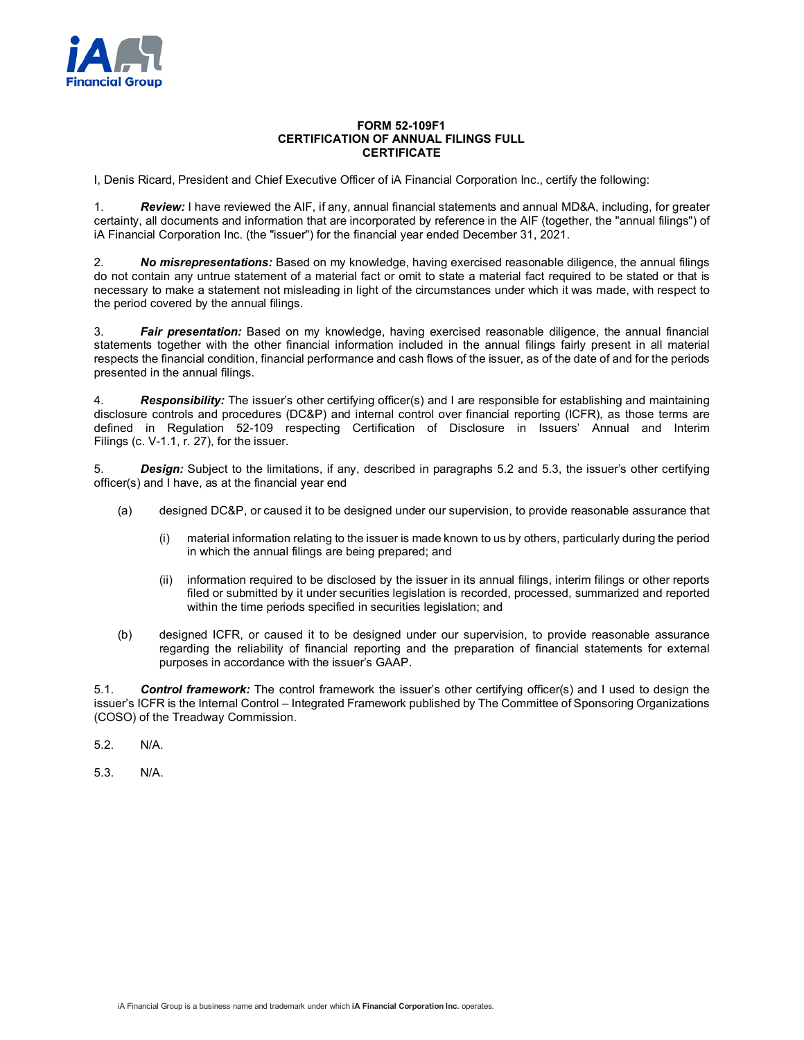**FORM 52-109F1**
**CERTIFICATION OF ANNUAL FILINGS FULL**
**CERTIFICATE**

I, Denis Ricard, President and Chief Executive Officer of iA Financial Corporation Inc., certify the following:

1. ***Review:*** I have reviewed the AIF, if any, annual financial statements and annual MD&A, including, for greater certainty, all documents and information that are incorporated by reference in the AIF (together, the "annual filings") of iA Financial Corporation Inc. (the "issuer") for the financial year ended December 31, 2021.

2. ***No misrepresentations:*** Based on my knowledge, having exercised reasonable diligence, the annual filings do not contain any untrue statement of a material fact or omit to state a material fact required to be stated or that is necessary to make a statement not misleading in light of the circumstances under which it was made, with respect to the period covered by the annual filings.

3. ***Fair presentation:*** Based on my knowledge, having exercised reasonable diligence, the annual financial statements together with the other financial information included in the annual filings fairly present in all material respects the financial condition, financial performance and cash flows of the issuer, as of the date of and for the periods presented in the annual filings.

4. ***Responsibility:*** The issuer's other certifying officer(s) and I are responsible for establishing and maintaining disclosure controls and procedures (DC&P) and internal control over financial reporting (ICFR), as those terms are defined in Regulation 52-109 respecting Certification of Disclosure in Issuers' Annual and Interim Filings (c. V-1.1, r. 27), for the issuer.

5. ***Design:*** Subject to the limitations, if any, described in paragraphs 5.2 and 5.3, the issuer's other certifying officer(s) and I have, as at the financial year end

   (a) designed DC&P, or caused it to be designed under our supervision, to provide reasonable assurance that

      (i) material information relating to the issuer is made known to us by others, particularly during the period in which the annual filings are being prepared; and

      (ii) information required to be disclosed by the issuer in its annual filings, interim filings or other reports filed or submitted by it under securities legislation is recorded, processed, summarized and reported within the time periods specified in securities legislation; and

   (b) designed ICFR, or caused it to be designed under our supervision, to provide reasonable assurance regarding the reliability of financial reporting and the preparation of financial statements for external purposes in accordance with the issuer's GAAP.

5.1. ***Control framework:*** The control framework the issuer's other certifying officer(s) and I used to design the issuer's ICFR is the Internal Control – Integrated Framework published by The Committee of Sponsoring Organizations (COSO) of the Treadway Commission.

5.2. N/A.

5.3. N/A.

iA Financial Group is a business name and trademark under which **iA Financial Corporation Inc.** operates.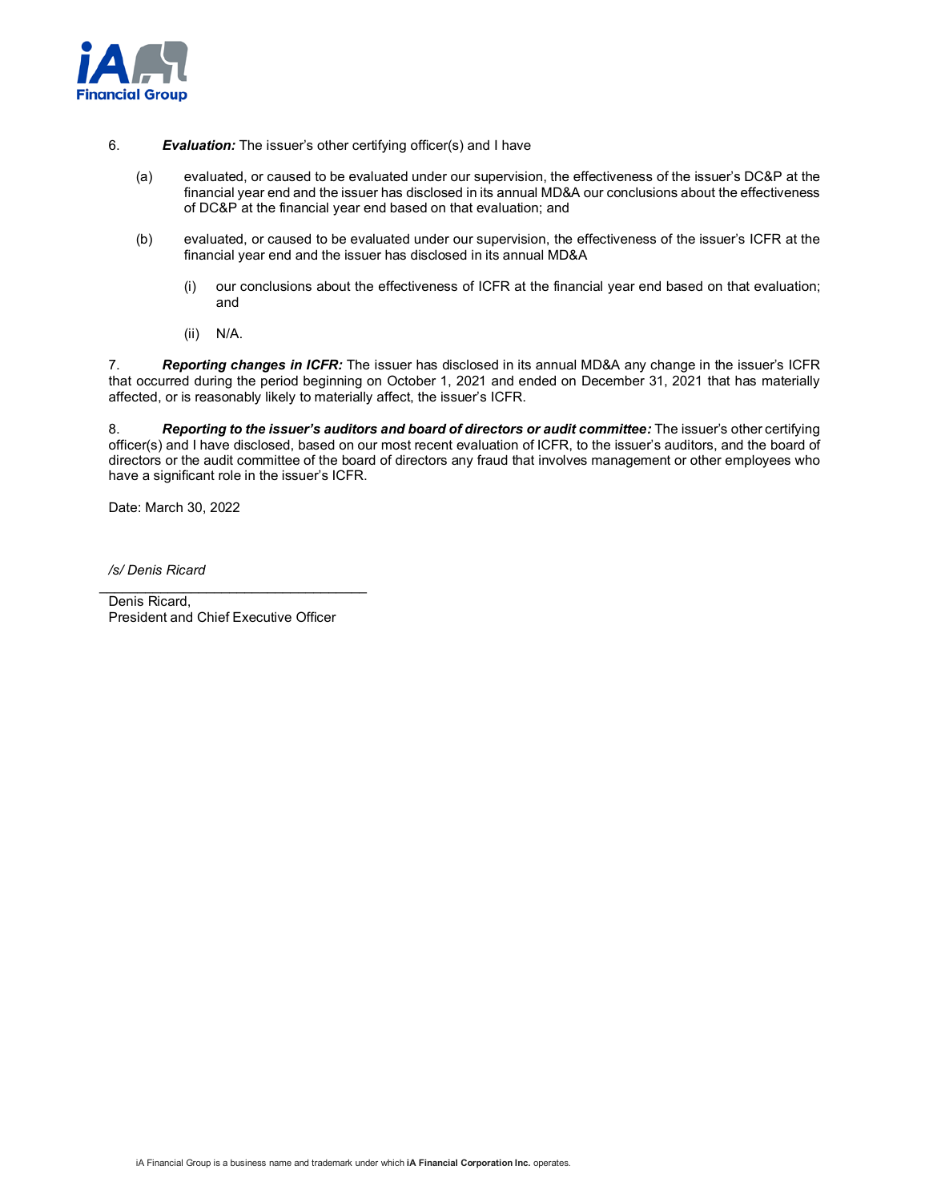6. ***Evaluation:*** The issuer's other certifying officer(s) and I have

(a) evaluated, or caused to be evaluated under our supervision, the effectiveness of the issuer's DC&P at the financial year end and the issuer has disclosed in its annual MD&A our conclusions about the effectiveness of DC&P at the financial year end based on that evaluation; and

(b) evaluated, or caused to be evaluated under our supervision, the effectiveness of the issuer's ICFR at the financial year end and the issuer has disclosed in its annual MD&A

(i) our conclusions about the effectiveness of ICFR at the financial year end based on that evaluation; and

(ii) N/A.

7. ***Reporting changes in ICFR:*** The issuer has disclosed in its annual MD&A any change in the issuer's ICFR that occurred during the period beginning on October 1, 2021 and ended on December 31, 2021 that has materially affected, or is reasonably likely to materially affect, the issuer's ICFR.

8. ***Reporting to the issuer's auditors and board of directors or audit committee:*** The issuer's other certifying officer(s) and I have disclosed, based on our most recent evaluation of ICFR, to the issuer's auditors, and the board of directors or the audit committee of the board of directors any fraud that involves management or other employees who have a significant role in the issuer's ICFR.

Date: March 30, 2022

*/s/ Denis Ricard*

\_\_\_\_\_\_\_\_\_\_\_\_\_\_\_\_\_\_\_\_\_\_\_\_\_\_\_\_\_\_\_\_

Denis Ricard,
President and Chief Executive Officer

iA Financial Group is a business name and trademark under which **iA Financial Corporation Inc.** operates.